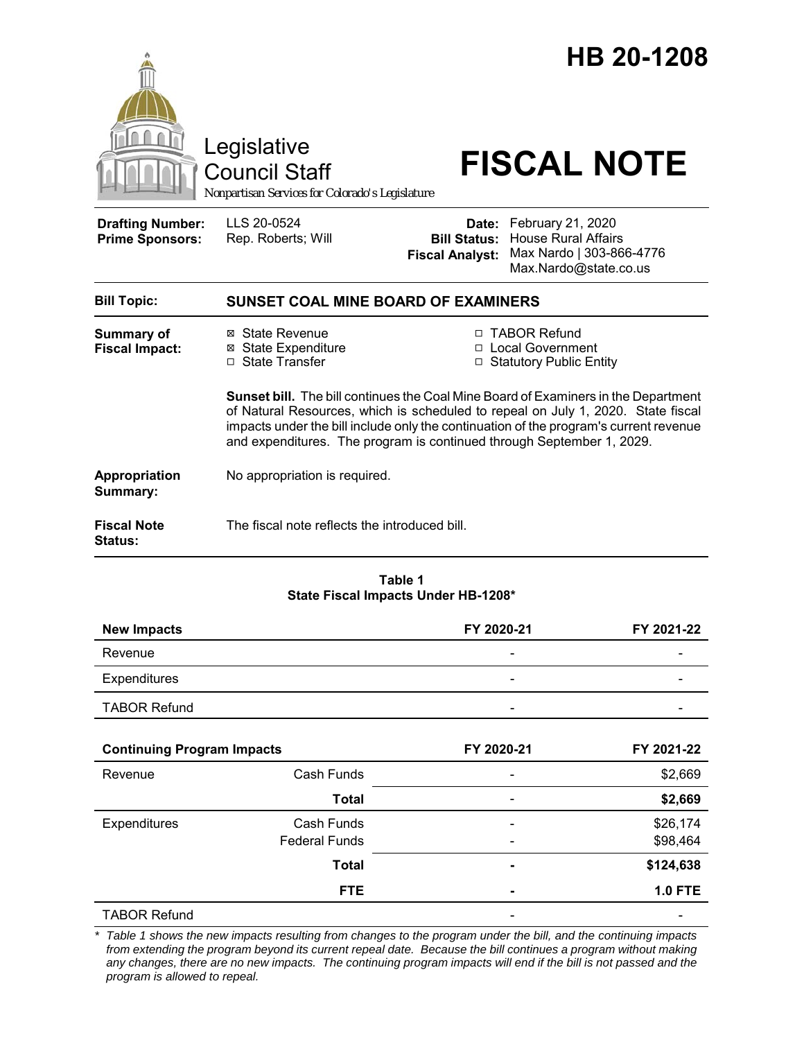# HB 20-1208

Legislative Council Staff

*Nonpartisan Services for Colorado's Legislature*

# FISCAL NOTE

| | | | |
|---|---|---|---|
| **Drafting Number:** | LLS 20-0524 | **Date:** | February 21, 2020 |
| **Prime Sponsors:** | Rep. Roberts; Will | **Bill Status:** | House Rural Affairs |
| | | **Fiscal Analyst:** | Max Nardo \| 303-866-4776 Max.Nardo@state.co.us |

**Bill Topic:** **SUNSET COAL MINE BOARD OF EXAMINERS**

**Summary of Fiscal Impact:**

- ☒ State Revenue
- ☒ State Expenditure
- ☐ State Transfer
- ☐ TABOR Refund
- ☐ Local Government
- ☐ Statutory Public Entity

**Sunset bill.** The bill continues the Coal Mine Board of Examiners in the Department of Natural Resources, which is scheduled to repeal on July 1, 2020. State fiscal impacts under the bill include only the continuation of the program's current revenue and expenditures. The program is continued through September 1, 2029.

**Appropriation Summary:** No appropriation is required.

**Fiscal Note Status:** The fiscal note reflects the introduced bill.

**Table 1**
**State Fiscal Impacts Under HB-1208***

| **New Impacts** | | **FY 2020-21** | **FY 2021-22** |
|---|---|---|---|
| Revenue | | - | - |
| Expenditures | | - | - |
| TABOR Refund | | - | - |
| **Continuing Program Impacts** | | **FY 2020-21** | **FY 2021-22** |
| Revenue | Cash Funds | - | $2,669 |
| | **Total** | - | **$2,669** |
| Expenditures | Cash Funds | - | $26,174 |
| | Federal Funds | - | $98,464 |
| | **Total** | **-** | **$124,638** |
| | **FTE** | **-** | **1.0 FTE** |
| TABOR Refund | | - | - |

\* *Table 1 shows the new impacts resulting from changes to the program under the bill, and the continuing impacts from extending the program beyond its current repeal date. Because the bill continues a program without making any changes, there are no new impacts. The continuing program impacts will end if the bill is not passed and the program is allowed to repeal.*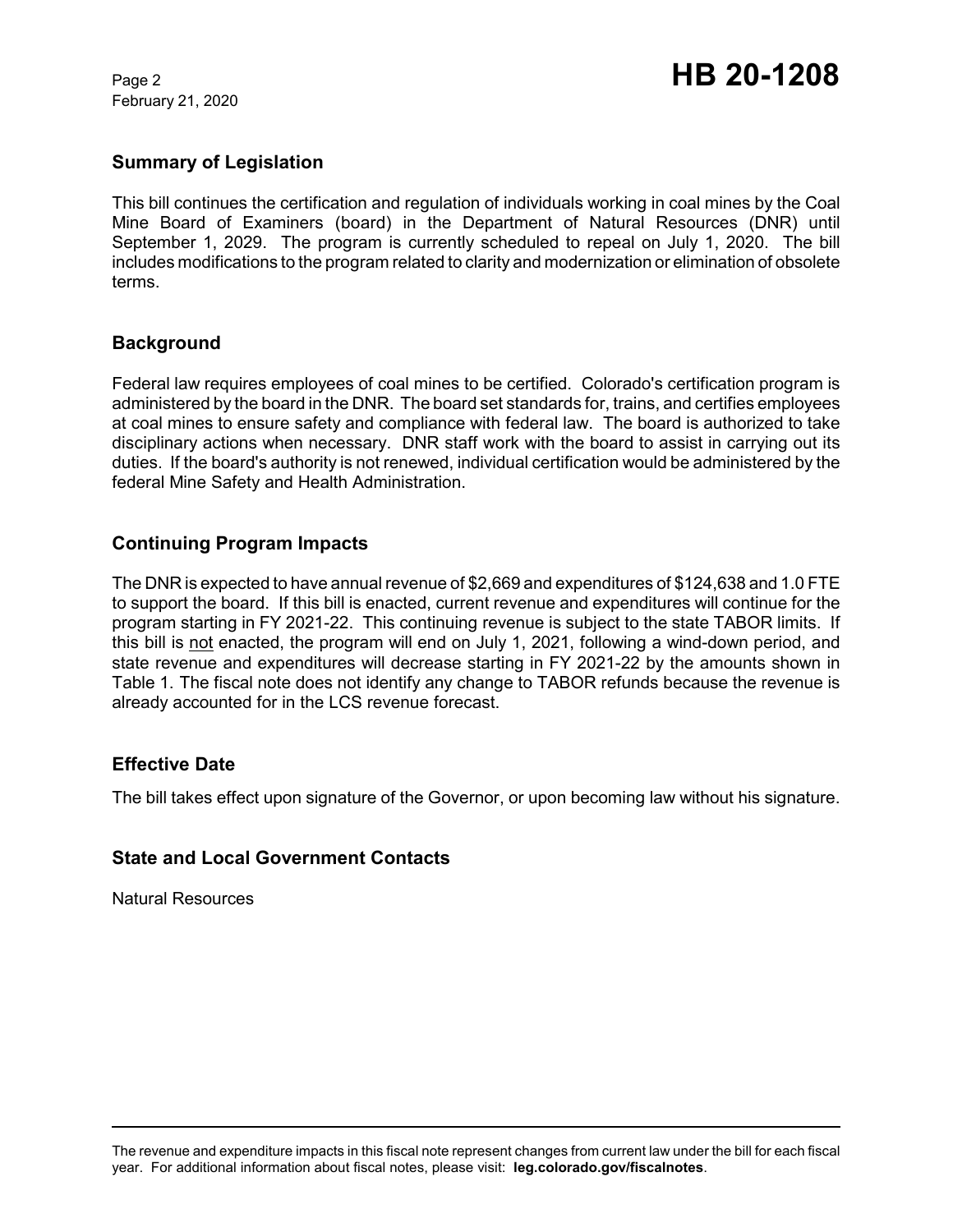## Summary of Legislation

This bill continues the certification and regulation of individuals working in coal mines by the Coal Mine Board of Examiners (board) in the Department of Natural Resources (DNR) until September 1, 2029. The program is currently scheduled to repeal on July 1, 2020. The bill includes modifications to the program related to clarity and modernization or elimination of obsolete terms.

## Background

Federal law requires employees of coal mines to be certified. Colorado's certification program is administered by the board in the DNR. The board set standards for, trains, and certifies employees at coal mines to ensure safety and compliance with federal law. The board is authorized to take disciplinary actions when necessary. DNR staff work with the board to assist in carrying out its duties. If the board's authority is not renewed, individual certification would be administered by the federal Mine Safety and Health Administration.

## Continuing Program Impacts

The DNR is expected to have annual revenue of $2,669 and expenditures of $124,638 and 1.0 FTE to support the board. If this bill is enacted, current revenue and expenditures will continue for the program starting in FY 2021-22. This continuing revenue is subject to the state TABOR limits. If this bill is not enacted, the program will end on July 1, 2021, following a wind-down period, and state revenue and expenditures will decrease starting in FY 2021-22 by the amounts shown in Table 1. The fiscal note does not identify any change to TABOR refunds because the revenue is already accounted for in the LCS revenue forecast.

## Effective Date

The bill takes effect upon signature of the Governor, or upon becoming law without his signature.

## State and Local Government Contacts

Natural Resources

The revenue and expenditure impacts in this fiscal note represent changes from current law under the bill for each fiscal year. For additional information about fiscal notes, please visit: **leg.colorado.gov/fiscalnotes**.